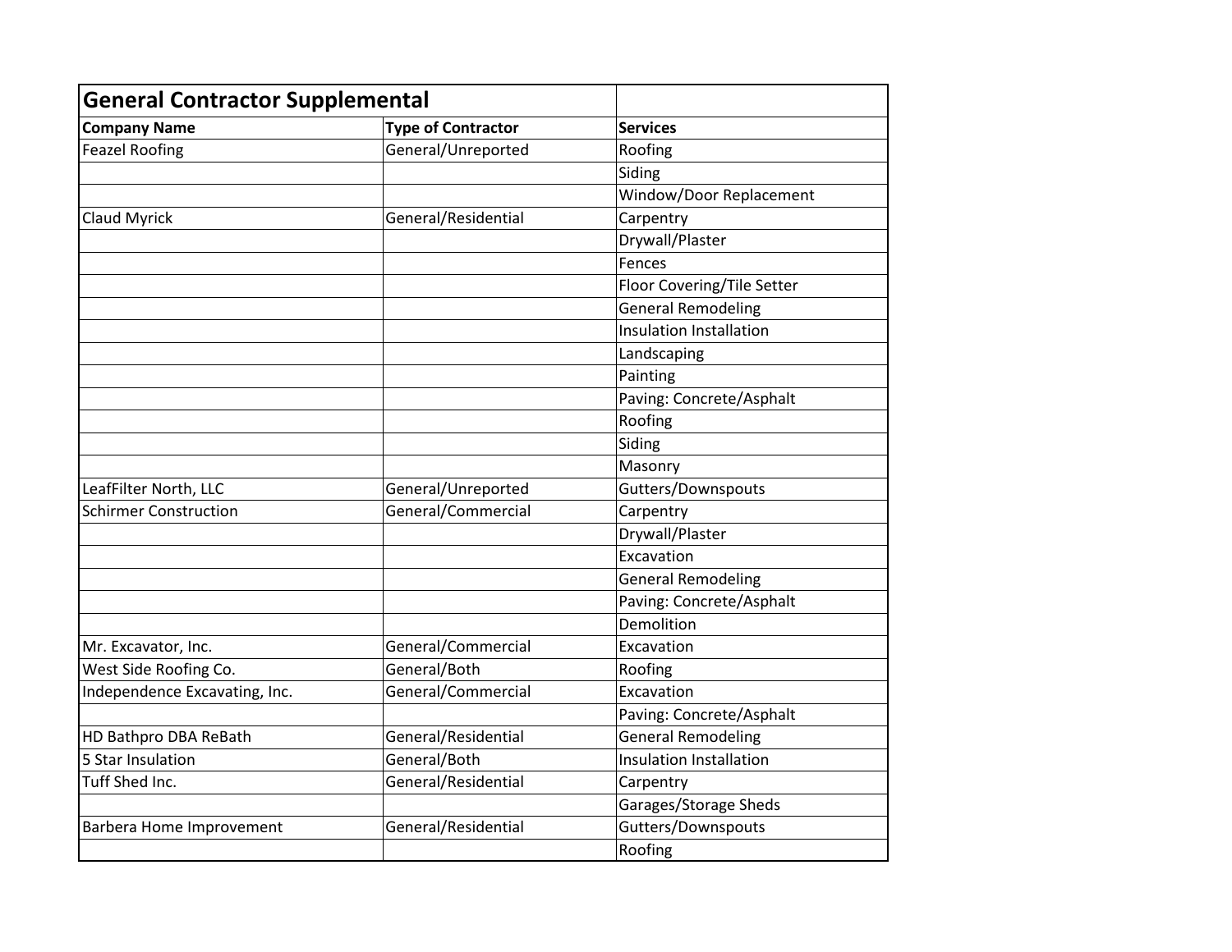| General Contractor Supplemental | | |
|---|---|---|
| **Company Name** | **Type of Contractor** | **Services** |
| Feazel Roofing | General/Unreported | Roofing |
| | | Siding |
| | | Window/Door Replacement |
| Claud Myrick | General/Residential | Carpentry |
| | | Drywall/Plaster |
| | | Fences |
| | | Floor Covering/Tile Setter |
| | | General Remodeling |
| | | Insulation Installation |
| | | Landscaping |
| | | Painting |
| | | Paving: Concrete/Asphalt |
| | | Roofing |
| | | Siding |
| | | Masonry |
| LeafFilter North, LLC | General/Unreported | Gutters/Downspouts |
| Schirmer Construction | General/Commercial | Carpentry |
| | | Drywall/Plaster |
| | | Excavation |
| | | General Remodeling |
| | | Paving: Concrete/Asphalt |
| | | Demolition |
| Mr. Excavator, Inc. | General/Commercial | Excavation |
| West Side Roofing Co. | General/Both | Roofing |
| Independence Excavating, Inc. | General/Commercial | Excavation |
| | | Paving: Concrete/Asphalt |
| HD Bathpro DBA ReBath | General/Residential | General Remodeling |
| 5 Star Insulation | General/Both | Insulation Installation |
| Tuff Shed Inc. | General/Residential | Carpentry |
| | | Garages/Storage Sheds |
| Barbera Home Improvement | General/Residential | Gutters/Downspouts |
| | | Roofing |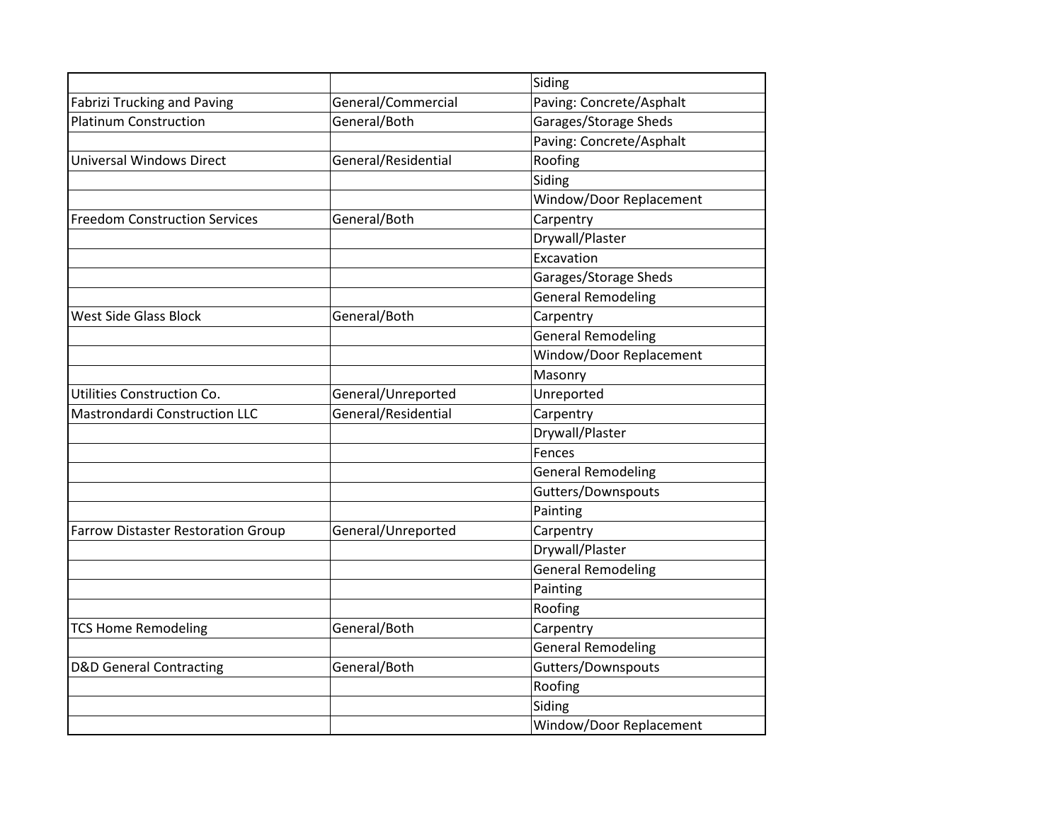| | | |
|---|---|---|
| | | Siding |
| Fabrizi Trucking and Paving | General/Commercial | Paving: Concrete/Asphalt |
| Platinum Construction | General/Both | Garages/Storage Sheds |
| | | Paving: Concrete/Asphalt |
| Universal Windows Direct | General/Residential | Roofing |
| | | Siding |
| | | Window/Door Replacement |
| Freedom Construction Services | General/Both | Carpentry |
| | | Drywall/Plaster |
| | | Excavation |
| | | Garages/Storage Sheds |
| | | General Remodeling |
| West Side Glass Block | General/Both | Carpentry |
| | | General Remodeling |
| | | Window/Door Replacement |
| | | Masonry |
| Utilities Construction Co. | General/Unreported | Unreported |
| Mastrondardi Construction LLC | General/Residential | Carpentry |
| | | Drywall/Plaster |
| | | Fences |
| | | General Remodeling |
| | | Gutters/Downspouts |
| | | Painting |
| Farrow Distaster Restoration Group | General/Unreported | Carpentry |
| | | Drywall/Plaster |
| | | General Remodeling |
| | | Painting |
| | | Roofing |
| TCS Home Remodeling | General/Both | Carpentry |
| | | General Remodeling |
| D&D General Contracting | General/Both | Gutters/Downspouts |
| | | Roofing |
| | | Siding |
| | | Window/Door Replacement |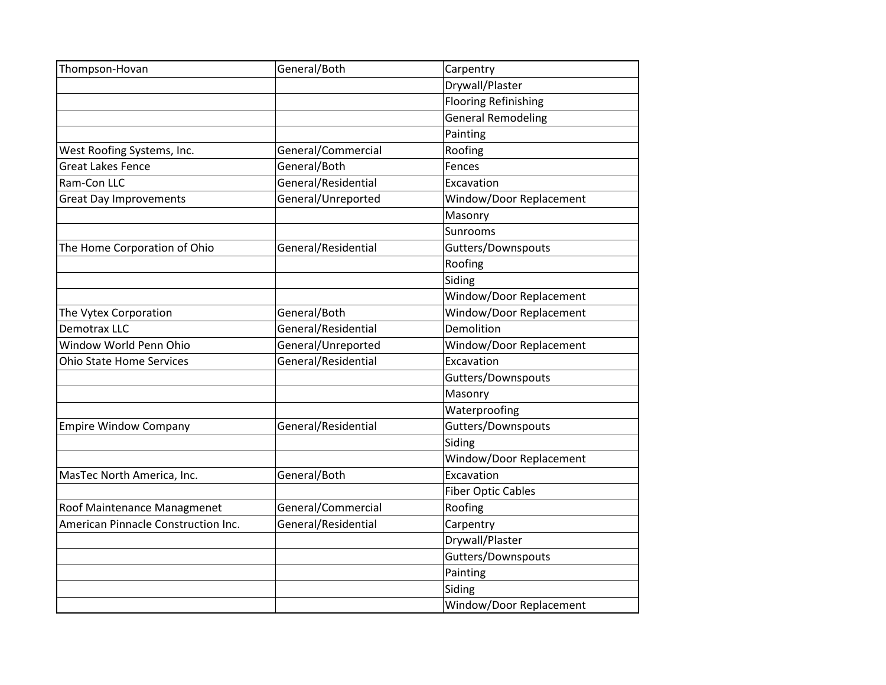| Thompson-Hovan | General/Both | Carpentry |
|---|---|---|
| | | Drywall/Plaster |
| | | Flooring Refinishing |
| | | General Remodeling |
| | | Painting |
| West Roofing Systems, Inc. | General/Commercial | Roofing |
| Great Lakes Fence | General/Both | Fences |
| Ram-Con LLC | General/Residential | Excavation |
| Great Day Improvements | General/Unreported | Window/Door Replacement |
| | | Masonry |
| | | Sunrooms |
| The Home Corporation of Ohio | General/Residential | Gutters/Downspouts |
| | | Roofing |
| | | Siding |
| | | Window/Door Replacement |
| The Vytex Corporation | General/Both | Window/Door Replacement |
| Demotrax LLC | General/Residential | Demolition |
| Window World Penn Ohio | General/Unreported | Window/Door Replacement |
| Ohio State Home Services | General/Residential | Excavation |
| | | Gutters/Downspouts |
| | | Masonry |
| | | Waterproofing |
| Empire Window Company | General/Residential | Gutters/Downspouts |
| | | Siding |
| | | Window/Door Replacement |
| MasTec North America, Inc. | General/Both | Excavation |
| | | Fiber Optic Cables |
| Roof Maintenance Managmenet | General/Commercial | Roofing |
| American Pinnacle Construction Inc. | General/Residential | Carpentry |
| | | Drywall/Plaster |
| | | Gutters/Downspouts |
| | | Painting |
| | | Siding |
| | | Window/Door Replacement |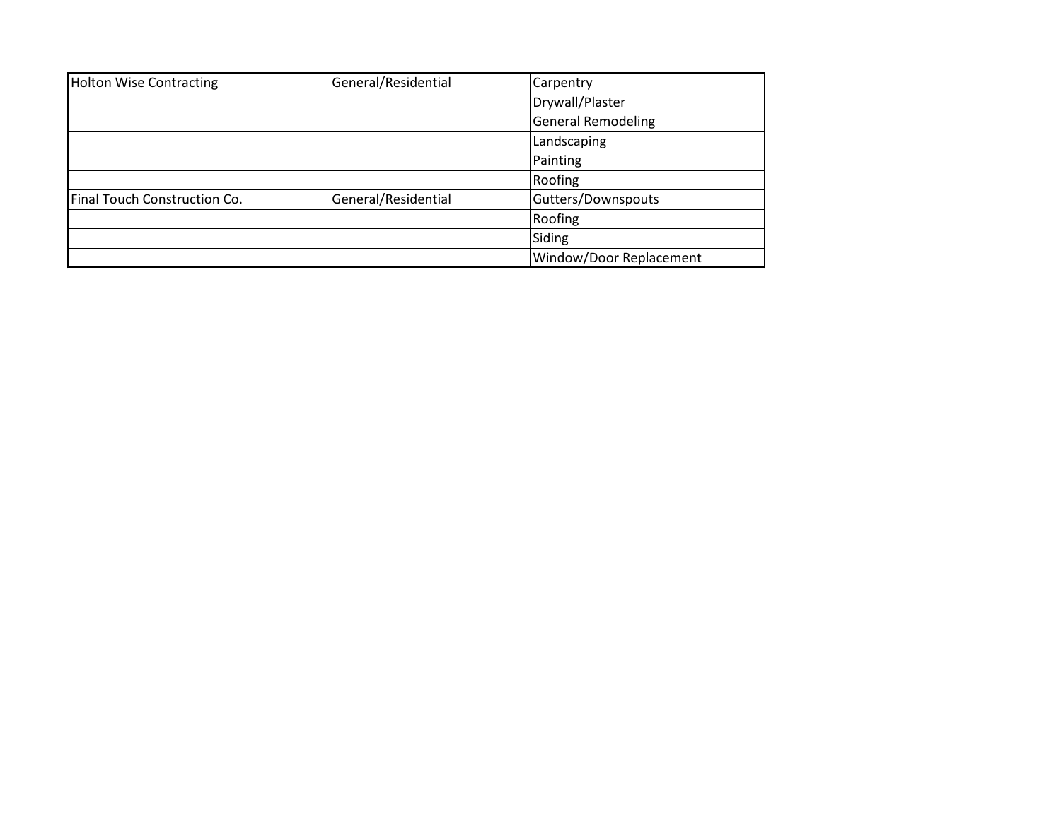| | | |
|---|---|---|
| Holton Wise Contracting | General/Residential | Carpentry |
| | | Drywall/Plaster |
| | | General Remodeling |
| | | Landscaping |
| | | Painting |
| | | Roofing |
| Final Touch Construction Co. | General/Residential | Gutters/Downspouts |
| | | Roofing |
| | | Siding |
| | | Window/Door Replacement |